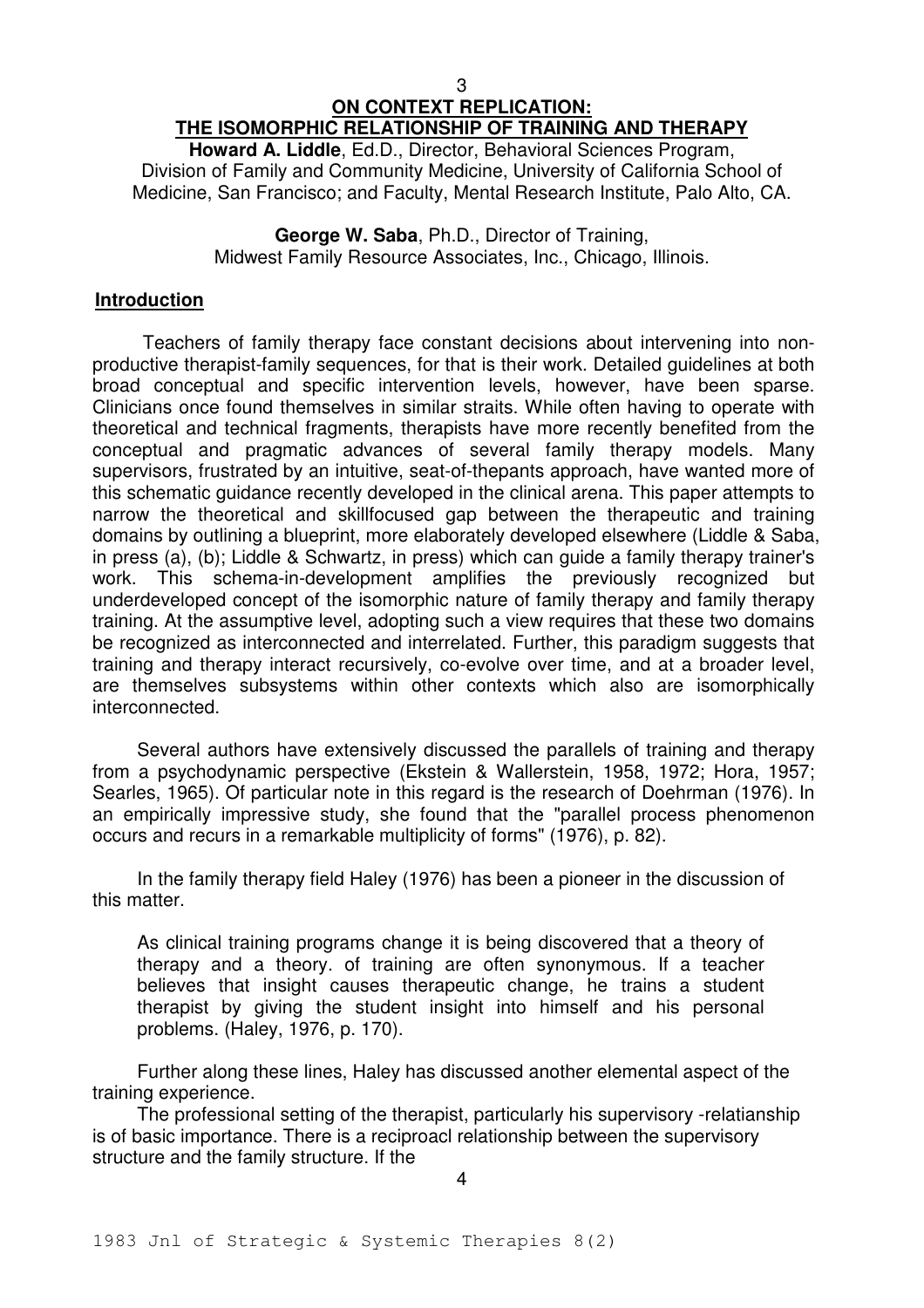# ON CONTEXT REPLICATION: THE ISOMORPHIC RELATIONSHIP OF TRAINING AND THERAPY

**Howard A. Liddle**, Ed.D., Director, Behavioral Sciences Program, Division of Family and Community Medicine, University of California School of Medicine, San Francisco; and Faculty, Mental Research Institute, Palo Alto, CA.

**George W. Saba**, Ph.D., Director of Training, Midwest Family Resource Associates, Inc., Chicago, Illinois.

## Introduction

Teachers of family therapy face constant decisions about intervening into non-productive therapist-family sequences, for that is their work. Detailed guidelines at both broad conceptual and specific intervention levels, however, have been sparse. Clinicians once found themselves in similar straits. While often having to operate with theoretical and technical fragments, therapists have more recently benefited from the conceptual and pragmatic advances of several family therapy models. Many supervisors, frustrated by an intuitive, seat-of-thepants approach, have wanted more of this schematic guidance recently developed in the clinical arena. This paper attempts to narrow the theoretical and skillfocused gap between the therapeutic and training domains by outlining a blueprint, more elaborately developed elsewhere (Liddle & Saba, in press (a), (b); Liddle & Schwartz, in press) which can guide a family therapy trainer's work. This schema-in-development amplifies the previously recognized but underdeveloped concept of the isomorphic nature of family therapy and family therapy training. At the assumptive level, adopting such a view requires that these two domains be recognized as interconnected and interrelated. Further, this paradigm suggests that training and therapy interact recursively, co-evolve over time, and at a broader level, are themselves subsystems within other contexts which also are isomorphically interconnected.

Several authors have extensively discussed the parallels of training and therapy from a psychodynamic perspective (Ekstein & Wallerstein, 1958, 1972; Hora, 1957; Searles, 1965). Of particular note in this regard is the research of Doehrman (1976). In an empirically impressive study, she found that the "parallel process phenomenon occurs and recurs in a remarkable multiplicity of forms" (1976), p. 82).

In the family therapy field Haley (1976) has been a pioneer in the discussion of this matter.

> As clinical training programs change it is being discovered that a theory of therapy and a theory. of training are often synonymous. If a teacher believes that insight causes therapeutic change, he trains a student therapist by giving the student insight into himself and his personal problems. (Haley, 1976, p. 170).

Further along these lines, Haley has discussed another elemental aspect of the training experience.

The professional setting of the therapist, particularly his supervisory -relatianship is of basic importance. There is a reciproacl relationship between the supervisory structure and the family structure. If the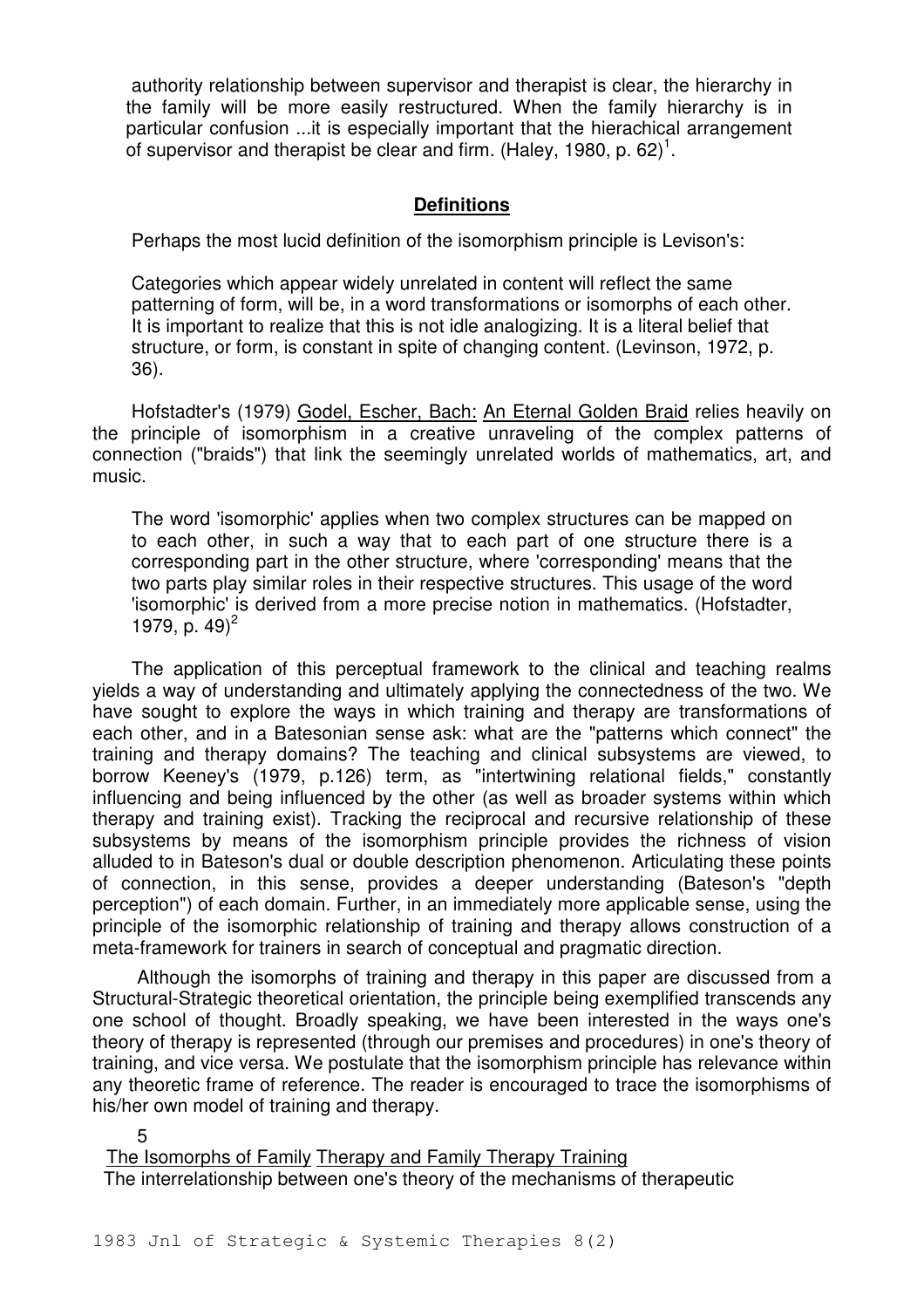authority relationship between supervisor and therapist is clear, the hierarchy in the family will be more easily restructured. When the family hierarchy is in particular confusion ...it is especially important that the hierachical arrangement of supervisor and therapist be clear and firm. (Haley, 1980, p. 62)[1].

## Definitions

Perhaps the most lucid definition of the isomorphism principle is Levison's:

> Categories which appear widely unrelated in content will reflect the same patterning of form, will be, in a word transformations or isomorphs of each other. It is important to realize that this is not idle analogizing. It is a literal belief that structure, or form, is constant in spite of changing content. (Levinson, 1972, p. 36).

Hofstadter's (1979) Godel, Escher, Bach: An Eternal Golden Braid relies heavily on the principle of isomorphism in a creative unraveling of the complex patterns of connection ("braids") that link the seemingly unrelated worlds of mathematics, art, and music.

> The word 'isomorphic' applies when two complex structures can be mapped on to each other, in such a way that to each part of one structure there is a corresponding part in the other structure, where 'corresponding' means that the two parts play similar roles in their respective structures. This usage of the word 'isomorphic' is derived from a more precise notion in mathematics. (Hofstadter, 1979, p. 49)[2]

The application of this perceptual framework to the clinical and teaching realms yields a way of understanding and ultimately applying the connectedness of the two. We have sought to explore the ways in which training and therapy are transformations of each other, and in a Batesonian sense ask: what are the "patterns which connect" the training and therapy domains? The teaching and clinical subsystems are viewed, to borrow Keeney's (1979, p.126) term, as "intertwining relational fields," constantly influencing and being influenced by the other (as well as broader systems within which therapy and training exist). Tracking the reciprocal and recursive relationship of these subsystems by means of the isomorphism principle provides the richness of vision alluded to in Bateson's dual or double description phenomenon. Articulating these points of connection, in this sense, provides a deeper understanding (Bateson's "depth perception") of each domain. Further, in an immediately more applicable sense, using the principle of the isomorphic relationship of training and therapy allows construction of a meta-framework for trainers in search of conceptual and pragmatic direction.

Although the isomorphs of training and therapy in this paper are discussed from a Structural-Strategic theoretical orientation, the principle being exemplified transcends any one school of thought. Broadly speaking, we have been interested in the ways one's theory of therapy is represented (through our premises and procedures) in one's theory of training, and vice versa. We postulate that the isomorphism principle has relevance within any theoretic frame of reference. The reader is encouraged to trace the isomorphisms of his/her own model of training and therapy.

## The Isomorphs of Family Therapy and Family Therapy Training

The interrelationship between one's theory of the mechanisms of therapeutic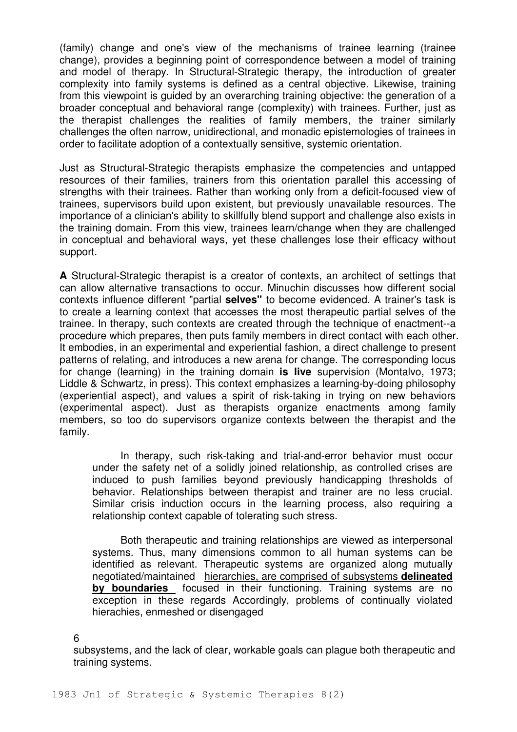(family) change and one's view of the mechanisms of trainee learning (trainee change), provides a beginning point of correspondence between a model of training and model of therapy. In Structural-Strategic therapy, the introduction of greater complexity into family systems is defined as a central objective. Likewise, training from this viewpoint is guided by an overarching training objective: the generation of a broader conceptual and behavioral range (complexity) with trainees. Further, just as the therapist challenges the realities of family members, the trainer similarly challenges the often narrow, unidirectional, and monadic epistemologies of trainees in order to facilitate adoption of a contextually sensitive, systemic orientation.

Just as Structural-Strategic therapists emphasize the competencies and untapped resources of their families, trainers from this orientation parallel this accessing of strengths with their trainees. Rather than working only from a deficit-focused view of trainees, supervisors build upon existent, but previously unavailable resources. The importance of a clinician's ability to skillfully blend support and challenge also exists in the training domain. From this view, trainees learn/change when they are challenged in conceptual and behavioral ways, yet these challenges lose their efficacy without support.

**A** Structural-Strategic therapist is a creator of contexts, an architect of settings that can allow alternative transactions to occur. Minuchin discusses how different social contexts influence different "partial **selves"** to become evidenced. A trainer's task is to create a learning context that accesses the most therapeutic partial selves of the trainee. In therapy, such contexts are created through the technique of enactment--a procedure which prepares, then puts family members in direct contact with each other. It embodies, in an experimental and experiential fashion, a direct challenge to present patterns of relating, and introduces a new arena for change. The corresponding locus for change (learning) in the training domain **is live** supervision (Montalvo, 1973; Liddle & Schwartz, in press). This context emphasizes a learning-by-doing philosophy (experiential aspect), and values a spirit of risk-taking in trying on new behaviors (experimental aspect). Just as therapists organize enactments among family members, so too do supervisors organize contexts between the therapist and the family.

In therapy, such risk-taking and trial-and-error behavior must occur under the safety net of a solidly joined relationship, as controlled crises are induced to push families beyond previously handicapping thresholds of behavior. Relationships between therapist and trainer are no less crucial. Similar crisis induction occurs in the learning process, also requiring a relationship context capable of tolerating such stress.

Both therapeutic and training relationships are viewed as interpersonal systems. Thus, many dimensions common to all human systems can be identified as relevant. Therapeutic systems are organized along mutually negotiated/maintained hierarchies, are comprised of subsystems **delineated by boundaries** focused in their functioning. Training systems are no exception in these regards Accordingly, problems of continually violated hierachies, enmeshed or disengaged subsystems, and the lack of clear, workable goals can plague both therapeutic and training systems.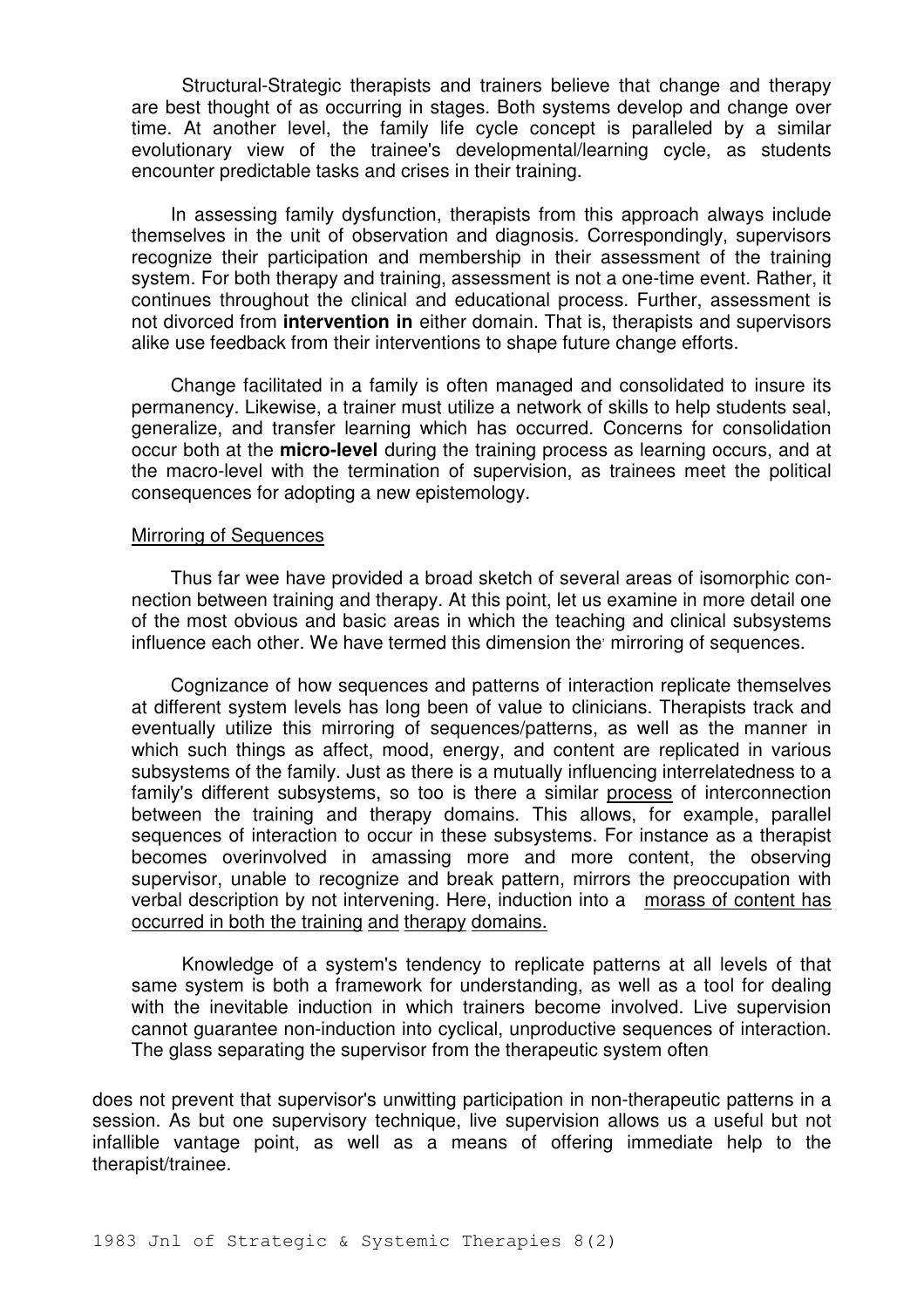Structural-Strategic therapists and trainers believe that change and therapy are best thought of as occurring in stages. Both systems develop and change over time. At another level, the family life cycle concept is paralleled by a similar evolutionary view of the trainee's developmental/learning cycle, as students encounter predictable tasks and crises in their training.

In assessing family dysfunction, therapists from this approach always include themselves in the unit of observation and diagnosis. Correspondingly, supervisors recognize their participation and membership in their assessment of the training system. For both therapy and training, assessment is not a one-time event. Rather, it continues throughout the clinical and educational process. Further, assessment is not divorced from **intervention in** either domain. That is, therapists and supervisors alike use feedback from their interventions to shape future change efforts.

Change facilitated in a family is often managed and consolidated to insure its permanency. Likewise, a trainer must utilize a network of skills to help students seal, generalize, and transfer learning which has occurred. Concerns for consolidation occur both at the **micro-level** during the training process as learning occurs, and at the macro-level with the termination of supervision, as trainees meet the political consequences for adopting a new epistemology.

<u>Mirroring of Sequences</u>

Thus far wee have provided a broad sketch of several areas of isomorphic connection between training and therapy. At this point, let us examine in more detail one of the most obvious and basic areas in which the teaching and clinical subsystems influence each other. We have termed this dimension the mirroring of sequences.

Cognizance of how sequences and patterns of interaction replicate themselves at different system levels has long been of value to clinicians. Therapists track and eventually utilize this mirroring of sequences/patterns, as well as the manner in which such things as affect, mood, energy, and content are replicated in various subsystems of the family. Just as there is a mutually influencing interrelatedness to a family's different subsystems, so too is there a similar <u>process</u> of interconnection between the training and therapy domains. This allows, for example, parallel sequences of interaction to occur in these subsystems. For instance as a therapist becomes overinvolved in amassing more and more content, the observing supervisor, unable to recognize and break pattern, mirrors the preoccupation with verbal description by not intervening. Here, induction into a <u>morass of content has occurred in both the training</u> <u>and</u> <u>therapy</u> <u>domains.</u>

Knowledge of a system's tendency to replicate patterns at all levels of that same system is both a framework for understanding, as well as a tool for dealing with the inevitable induction in which trainers become involved. Live supervision cannot guarantee non-induction into cyclical, unproductive sequences of interaction. The glass separating the supervisor from the therapeutic system often does not prevent that supervisor's unwitting participation in non-therapeutic patterns in a session. As but one supervisory technique, live supervision allows us a useful but not infallible vantage point, as well as a means of offering immediate help to the therapist/trainee.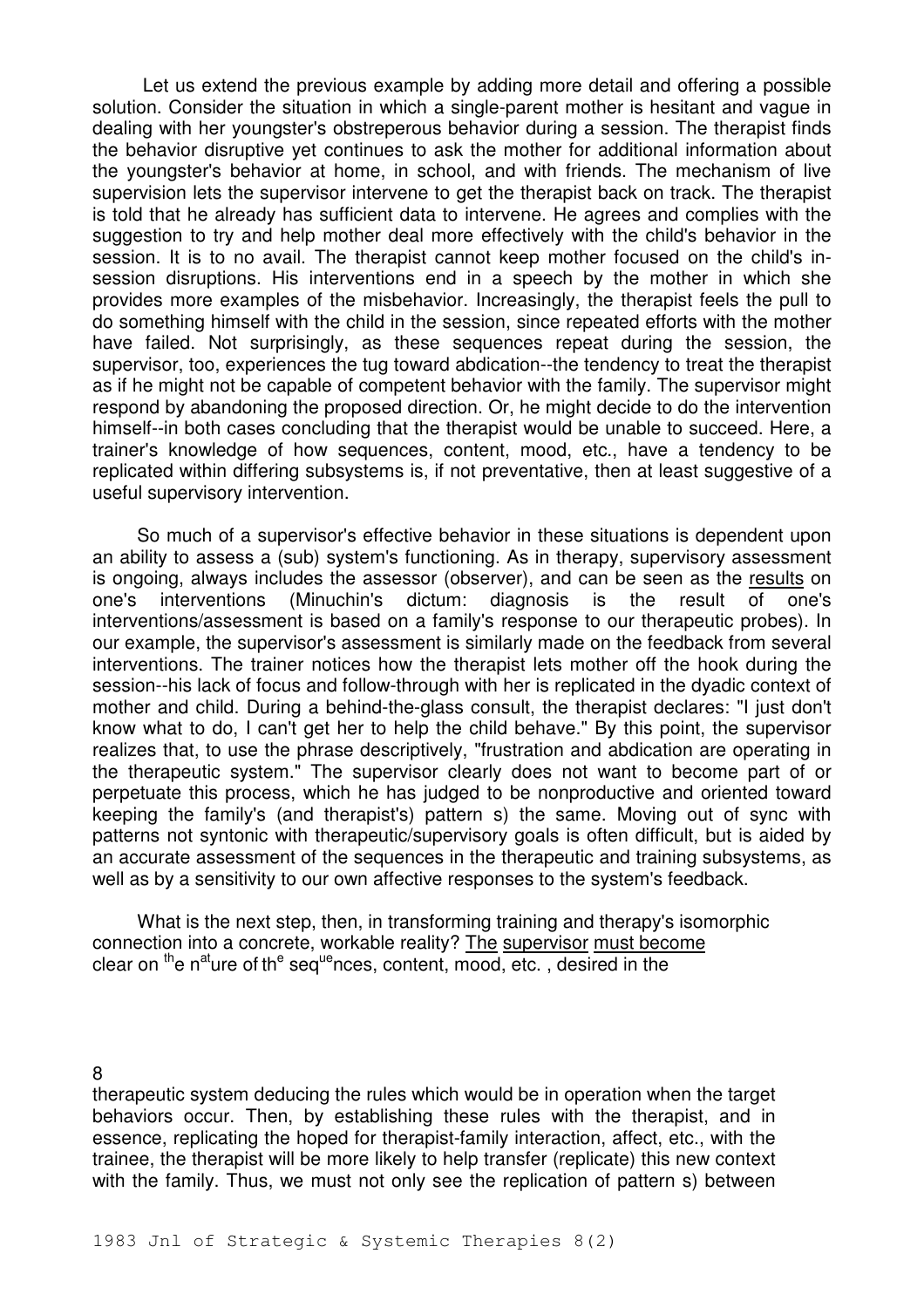Let us extend the previous example by adding more detail and offering a possible solution. Consider the situation in which a single-parent mother is hesitant and vague in dealing with her youngster's obstreperous behavior during a session. The therapist finds the behavior disruptive yet continues to ask the mother for additional information about the youngster's behavior at home, in school, and with friends. The mechanism of live supervision lets the supervisor intervene to get the therapist back on track. The therapist is told that he already has sufficient data to intervene. He agrees and complies with the suggestion to try and help mother deal more effectively with the child's behavior in the session. It is to no avail. The therapist cannot keep mother focused on the child's in-session disruptions. His interventions end in a speech by the mother in which she provides more examples of the misbehavior. Increasingly, the therapist feels the pull to do something himself with the child in the session, since repeated efforts with the mother have failed. Not surprisingly, as these sequences repeat during the session, the supervisor, too, experiences the tug toward abdication--the tendency to treat the therapist as if he might not be capable of competent behavior with the family. The supervisor might respond by abandoning the proposed direction. Or, he might decide to do the intervention himself--in both cases concluding that the therapist would be unable to succeed. Here, a trainer's knowledge of how sequences, content, mood, etc., have a tendency to be replicated within differing subsystems is, if not preventative, then at least suggestive of a useful supervisory intervention.

So much of a supervisor's effective behavior in these situations is dependent upon an ability to assess a (sub) system's functioning. As in therapy, supervisory assessment is ongoing, always includes the assessor (observer), and can be seen as the results on one's interventions (Minuchin's dictum: diagnosis is the result of one's interventions/assessment is based on a family's response to our therapeutic probes). In our example, the supervisor's assessment is similarly made on the feedback from several interventions. The trainer notices how the therapist lets mother off the hook during the session--his lack of focus and follow-through with her is replicated in the dyadic context of mother and child. During a behind-the-glass consult, the therapist declares: "I just don't know what to do, I can't get her to help the child behave." By this point, the supervisor realizes that, to use the phrase descriptively, "frustration and abdication are operating in the therapeutic system." The supervisor clearly does not want to become part of or perpetuate this process, which he has judged to be nonproductive and oriented toward keeping the family's (and therapist's) pattern s) the same. Moving out of sync with patterns not syntonic with therapeutic/supervisory goals is often difficult, but is aided by an accurate assessment of the sequences in the therapeutic and training subsystems, as well as by a sensitivity to our own affective responses to the system's feedback.

What is the next step, then, in transforming training and therapy's isomorphic connection into a concrete, workable reality? The supervisor must become clear on the nature of the sequences, content, mood, etc. , desired in the therapeutic system deducing the rules which would be in operation when the target behaviors occur. Then, by establishing these rules with the therapist, and in essence, replicating the hoped for therapist-family interaction, affect, etc., with the trainee, the therapist will be more likely to help transfer (replicate) this new context with the family. Thus, we must not only see the replication of pattern s) between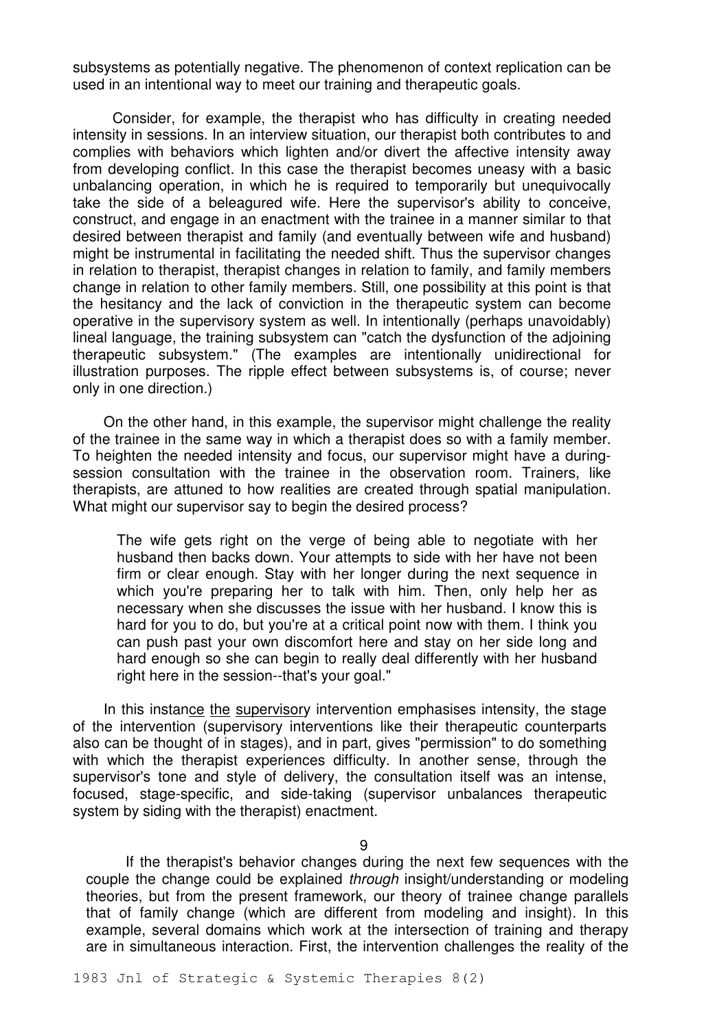subsystems as potentially negative. The phenomenon of context replication can be used in an intentional way to meet our training and therapeutic goals.

Consider, for example, the therapist who has difficulty in creating needed intensity in sessions. In an interview situation, our therapist both contributes to and complies with behaviors which lighten and/or divert the affective intensity away from developing conflict. In this case the therapist becomes uneasy with a basic unbalancing operation, in which he is required to temporarily but unequivocally take the side of a beleaguered wife. Here the supervisor's ability to conceive, construct, and engage in an enactment with the trainee in a manner similar to that desired between therapist and family (and eventually between wife and husband) might be instrumental in facilitating the needed shift. Thus the supervisor changes in relation to therapist, therapist changes in relation to family, and family members change in relation to other family members. Still, one possibility at this point is that the hesitancy and the lack of conviction in the therapeutic system can become operative in the supervisory system as well. In intentionally (perhaps unavoidably) lineal language, the training subsystem can "catch the dysfunction of the adjoining therapeutic subsystem." (The examples are intentionally unidirectional for illustration purposes. The ripple effect between subsystems is, of course; never only in one direction.)

On the other hand, in this example, the supervisor might challenge the reality of the trainee in the same way in which a therapist does so with a family member. To heighten the needed intensity and focus, our supervisor might have a during-session consultation with the trainee in the observation room. Trainers, like therapists, are attuned to how realities are created through spatial manipulation. What might our supervisor say to begin the desired process?

> The wife gets right on the verge of being able to negotiate with her husband then backs down. Your attempts to side with her have not been firm or clear enough. Stay with her longer during the next sequence in which you're preparing her to talk with him. Then, only help her as necessary when she discusses the issue with her husband. I know this is hard for you to do, but you're at a critical point now with them. I think you can push past your own discomfort here and stay on her side long and hard enough so she can begin to really deal differently with her husband right here in the session--that's your goal."

In this instance the supervisory intervention emphasises intensity, the stage of the intervention (supervisory interventions like their therapeutic counterparts also can be thought of in stages), and in part, gives "permission" to do something with which the therapist experiences difficulty. In another sense, through the supervisor's tone and style of delivery, the consultation itself was an intense, focused, stage-specific, and side-taking (supervisor unbalances therapeutic system by siding with the therapist) enactment.

If the therapist's behavior changes during the next few sequences with the couple the change could be explained *through* insight/understanding or modeling theories, but from the present framework, our theory of trainee change parallels that of family change (which are different from modeling and insight). In this example, several domains which work at the intersection of training and therapy are in simultaneous interaction. First, the intervention challenges the reality of the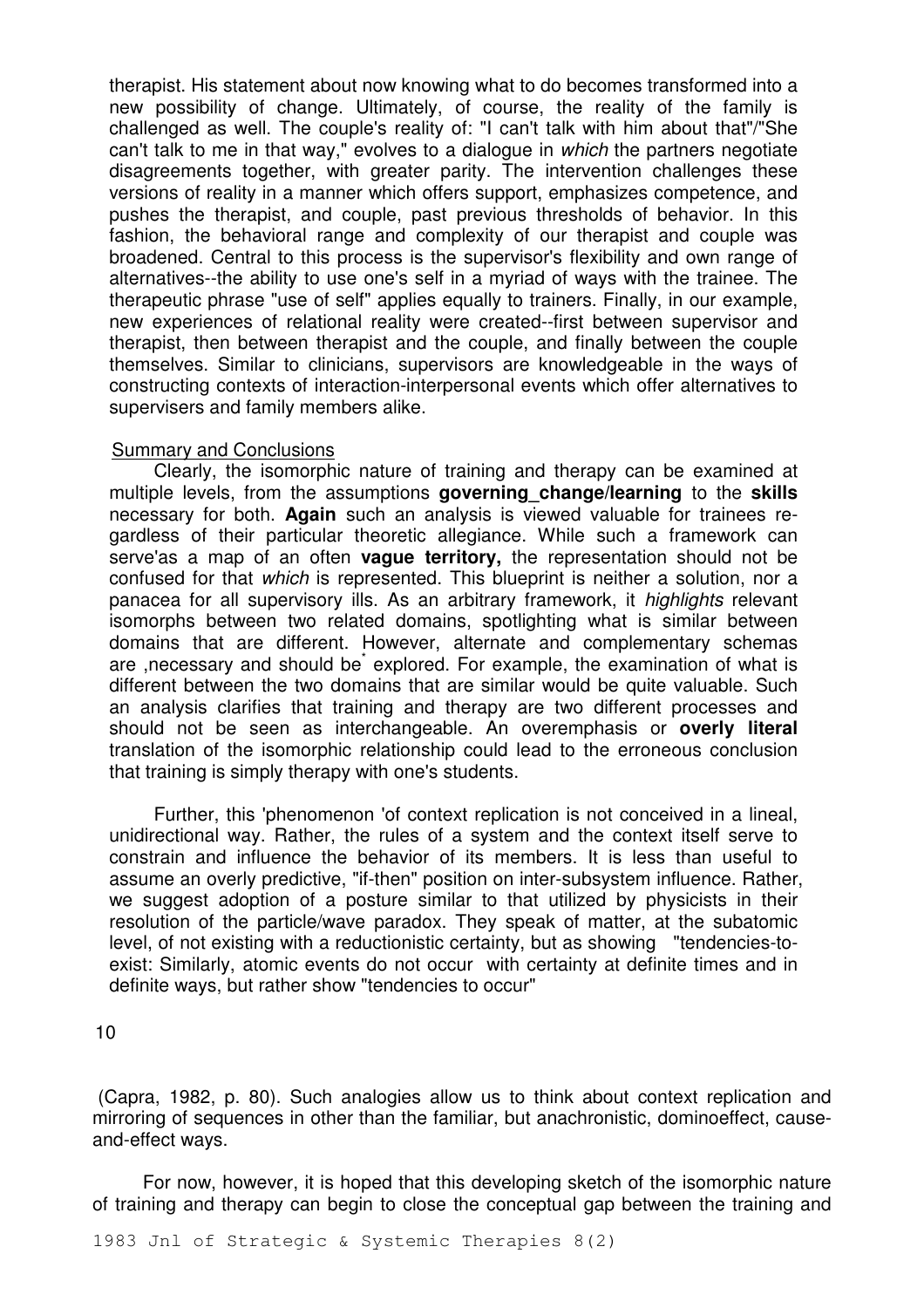therapist. His statement about now knowing what to do becomes transformed into a new possibility of change. Ultimately, of course, the reality of the family is challenged as well. The couple's reality of: "I can't talk with him about that"/"She can't talk to me in that way," evolves to a dialogue in *which* the partners negotiate disagreements together, with greater parity. The intervention challenges these versions of reality in a manner which offers support, emphasizes competence, and pushes the therapist, and couple, past previous thresholds of behavior. In this fashion, the behavioral range and complexity of our therapist and couple was broadened. Central to this process is the supervisor's flexibility and own range of alternatives--the ability to use one's self in a myriad of ways with the trainee. The therapeutic phrase "use of self" applies equally to trainers. Finally, in our example, new experiences of relational reality were created--first between supervisor and therapist, then between therapist and the couple, and finally between the couple themselves. Similar to clinicians, supervisors are knowledgeable in the ways of constructing contexts of interaction-interpersonal events which offer alternatives to supervisers and family members alike.

## Summary and Conclusions

Clearly, the isomorphic nature of training and therapy can be examined at multiple levels, from the assumptions **governing_change/learning** to the **skills** necessary for both. **Again** such an analysis is viewed valuable for trainees regardless of their particular theoretic allegiance. While such a framework can serve'as a map of an often **vague territory,** the representation should not be confused for that *which* is represented. This blueprint is neither a solution, nor a panacea for all supervisory ills. As an arbitrary framework, it *highlights* relevant isomorphs between two related domains, spotlighting what is similar between domains that are different. However, alternate and complementary schemas are ,necessary and should be* explored. For example, the examination of what is different between the two domains that are similar would be quite valuable. Such an analysis clarifies that training and therapy are two different processes and should not be seen as interchangeable. An overemphasis or **overly literal** translation of the isomorphic relationship could lead to the erroneous conclusion that training is simply therapy with one's students.

Further, this 'phenomenon 'of context replication is not conceived in a lineal, unidirectional way. Rather, the rules of a system and the context itself serve to constrain and influence the behavior of its members. It is less than useful to assume an overly predictive, "if-then" position on inter-subsystem influence. Rather, we suggest adoption of a posture similar to that utilized by physicists in their resolution of the particle/wave paradox. They speak of matter, at the subatomic level, of not existing with a reductionistic certainty, but as showing "tendencies-to-exist: Similarly, atomic events do not occur with certainty at definite times and in definite ways, but rather show "tendencies to occur" (Capra, 1982, p. 80). Such analogies allow us to think about context replication and mirroring of sequences in other than the familiar, but anachronistic, dominoeffect, cause-and-effect ways.

For now, however, it is hoped that this developing sketch of the isomorphic nature of training and therapy can begin to close the conceptual gap between the training and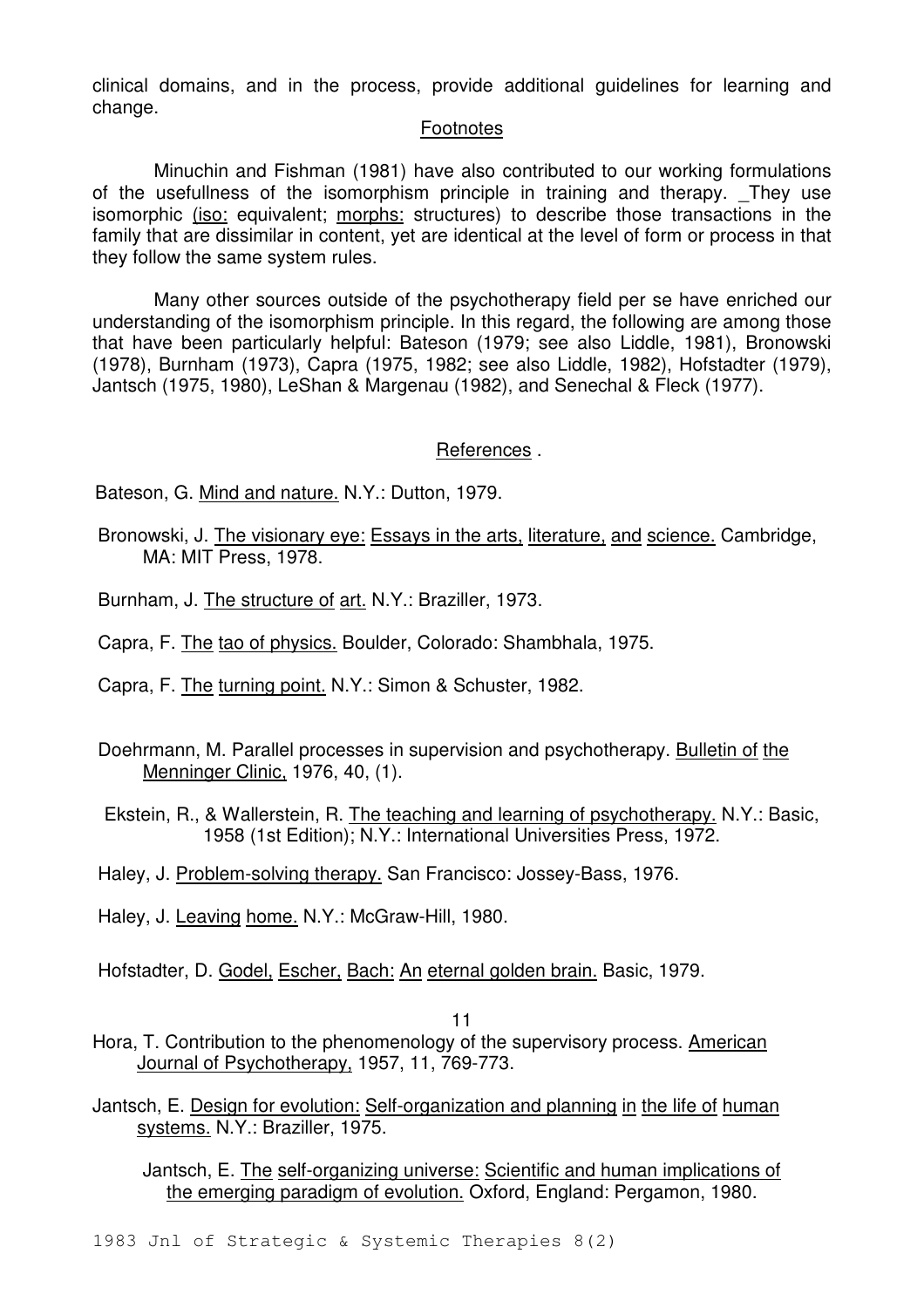clinical domains, and in the process, provide additional guidelines for learning and change.

## Footnotes

Minuchin and Fishman (1981) have also contributed to our working formulations of the usefullness of the isomorphism principle in training and therapy. _They use isomorphic (iso: equivalent; morphs: structures) to describe those transactions in the family that are dissimilar in content, yet are identical at the level of form or process in that they follow the same system rules.

Many other sources outside of the psychotherapy field per se have enriched our understanding of the isomorphism principle. In this regard, the following are among those that have been particularly helpful: Bateson (1979; see also Liddle, 1981), Bronowski (1978), Burnham (1973), Capra (1975, 1982; see also Liddle, 1982), Hofstadter (1979), Jantsch (1975, 1980), LeShan & Margenau (1982), and Senechal & Fleck (1977).

## References

Bateson, G. Mind and nature. N.Y.: Dutton, 1979.

Bronowski, J. The visionary eye: Essays in the arts, literature, and science. Cambridge, MA: MIT Press, 1978.

Burnham, J. The structure of art. N.Y.: Braziller, 1973.

Capra, F. The tao of physics. Boulder, Colorado: Shambhala, 1975.

Capra, F. The turning point. N.Y.: Simon & Schuster, 1982.

Doehrmann, M. Parallel processes in supervision and psychotherapy. Bulletin of the Menninger Clinic, 1976, 40, (1).

Ekstein, R., & Wallerstein, R. The teaching and learning of psychotherapy. N.Y.: Basic, 1958 (1st Edition); N.Y.: International Universities Press, 1972.

Haley, J. Problem-solving therapy. San Francisco: Jossey-Bass, 1976.

Haley, J. Leaving home. N.Y.: McGraw-Hill, 1980.

Hofstadter, D. Godel, Escher, Bach: An eternal golden brain. Basic, 1979.

Hora, T. Contribution to the phenomenology of the supervisory process. American Journal of Psychotherapy, 1957, 11, 769-773.

Jantsch, E. Design for evolution: Self-organization and planning in the life of human systems. N.Y.: Braziller, 1975.

Jantsch, E. The self-organizing universe: Scientific and human implications of the emerging paradigm of evolution. Oxford, England: Pergamon, 1980.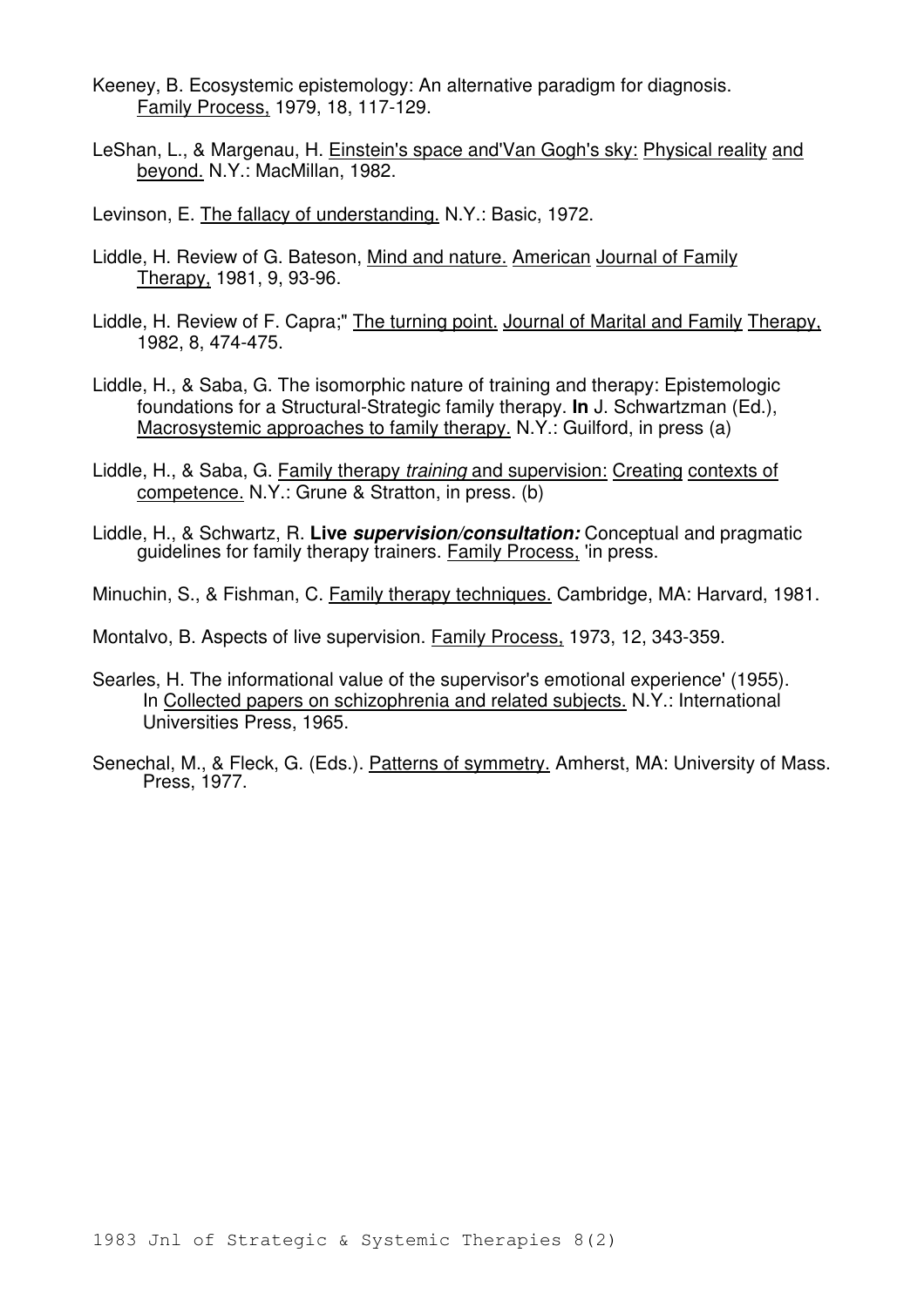Keeney, B. Ecosystemic epistemology: An alternative paradigm for diagnosis. Family Process, 1979, 18, 117-129.

LeShan, L., & Margenau, H. Einstein's space and'Van Gogh's sky: Physical reality and beyond. N.Y.: MacMillan, 1982.

Levinson, E. The fallacy of understanding. N.Y.: Basic, 1972.

Liddle, H. Review of G. Bateson, Mind and nature. American Journal of Family Therapy, 1981, 9, 93-96.

Liddle, H. Review of F. Capra;" The turning point. Journal of Marital and Family Therapy, 1982, 8, 474-475.

Liddle, H., & Saba, G. The isomorphic nature of training and therapy: Epistemologic foundations for a Structural-Strategic family therapy. **In** J. Schwartzman (Ed.), Macrosystemic approaches to family therapy. N.Y.: Guilford, in press (a)

Liddle, H., & Saba, G. Family therapy *training* and supervision: Creating contexts of competence. N.Y.: Grune & Stratton, in press. (b)

Liddle, H., & Schwartz, R. **Live *supervision/consultation:*** Conceptual and pragmatic guidelines for family therapy trainers. Family Process, 'in press.

Minuchin, S., & Fishman, C. Family therapy techniques. Cambridge, MA: Harvard, 1981.

Montalvo, B. Aspects of live supervision. Family Process, 1973, 12, 343-359.

Searles, H. The informational value of the supervisor's emotional experience' (1955). In Collected papers on schizophrenia and related subjects. N.Y.: International Universities Press, 1965.

Senechal, M., & Fleck, G. (Eds.). Patterns of symmetry. Amherst, MA: University of Mass. Press, 1977.